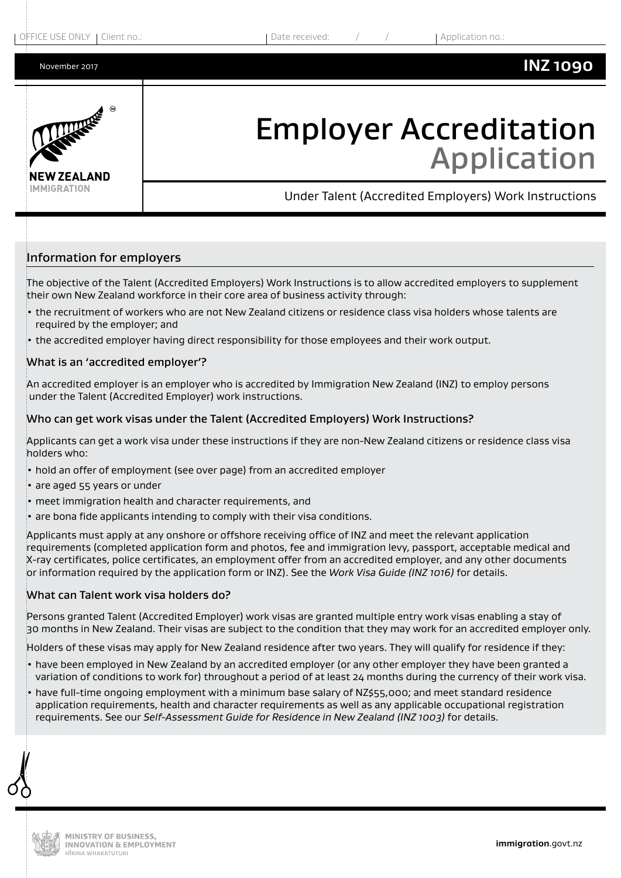OFFICE USE ONLY | Client no.: | Date received: / / | Application no.:

November 2017 **INZ 1090**

# Employer Accreditation Application

Under Talent (Accredited Employers) Work Instructions

## Information for employers

The objective of the Talent (Accredited Employers) Work Instructions is to allow accredited employers to supplement their own New Zealand workforce in their core area of business activity through:

- the recruitment of workers who are not New Zealand citizens or residence class visa holders whose talents are required by the employer; and
- the accredited employer having direct responsibility for those employees and their work output.

### What is an 'accredited employer'?

An accredited employer is an employer who is accredited by Immigration New Zealand (INZ) to employ persons under the Talent (Accredited Employer) work instructions.

### Who can get work visas under the Talent (Accredited Employers) Work Instructions?

Applicants can get a work visa under these instructions if they are non-New Zealand citizens or residence class visa holders who:

- hold an offer of employment (see over page) from an accredited employer
- are aged 55 years or under
- meet immigration health and character requirements, and
- are bona fide applicants intending to comply with their visa conditions.

Applicants must apply at any onshore or offshore receiving office of INZ and meet the relevant application requirements (completed application form and photos, fee and immigration levy, passport, acceptable medical and X-ray certificates, police certificates, an employment offer from an accredited employer, and any other documents or information required by the application form or INZ). See the *Work Visa Guide (INZ 1016)* for details.

### What can Talent work visa holders do?

Persons granted Talent (Accredited Employer) work visas are granted multiple entry work visas enabling a stay of 30 months in New Zealand. Their visas are subject to the condition that they may work for an accredited employer only.

Holders of these visas may apply for New Zealand residence after two years. They will qualify for residence if they:

- have been employed in New Zealand by an accredited employer (or any other employer they have been granted a variation of conditions to work for) throughout a period of at least 24 months during the currency of their work visa.
- have full-time ongoing employment with a minimum base salary of NZ$55,000; and meet standard residence application requirements, health and character requirements as well as any applicable occupational registration requirements. See our *Self-Assessment Guide for Residence in New Zealand (INZ 1003)* for details.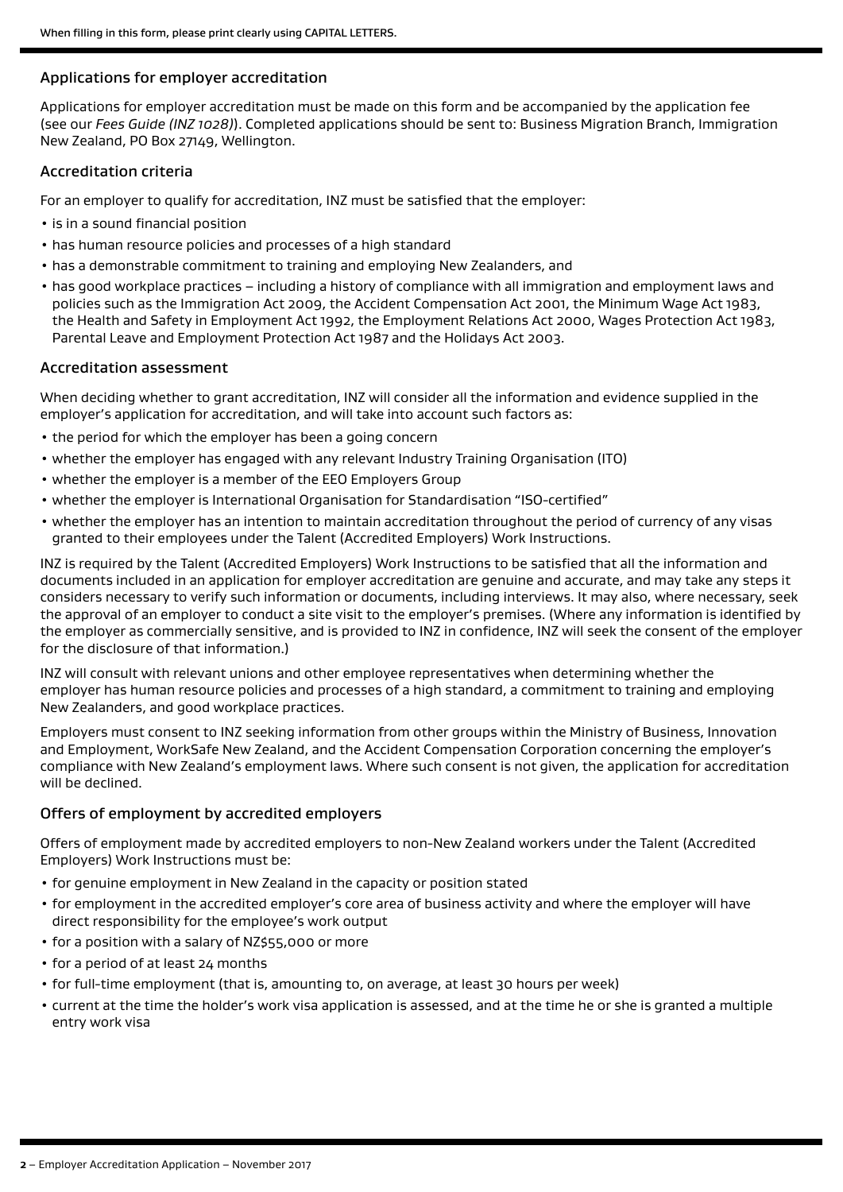When filling in this form, please print clearly using CAPITAL LETTERS.

## Applications for employer accreditation

Applications for employer accreditation must be made on this form and be accompanied by the application fee (see our *Fees Guide (INZ 1028)*). Completed applications should be sent to: Business Migration Branch, Immigration New Zealand, PO Box 27149, Wellington.

## Accreditation criteria

For an employer to qualify for accreditation, INZ must be satisfied that the employer:

- is in a sound financial position
- has human resource policies and processes of a high standard
- has a demonstrable commitment to training and employing New Zealanders, and
- has good workplace practices – including a history of compliance with all immigration and employment laws and policies such as the Immigration Act 2009, the Accident Compensation Act 2001, the Minimum Wage Act 1983, the Health and Safety in Employment Act 1992, the Employment Relations Act 2000, Wages Protection Act 1983, Parental Leave and Employment Protection Act 1987 and the Holidays Act 2003.

## Accreditation assessment

When deciding whether to grant accreditation, INZ will consider all the information and evidence supplied in the employer's application for accreditation, and will take into account such factors as:

- the period for which the employer has been a going concern
- whether the employer has engaged with any relevant Industry Training Organisation (ITO)
- whether the employer is a member of the EEO Employers Group
- whether the employer is International Organisation for Standardisation "ISO-certified"
- whether the employer has an intention to maintain accreditation throughout the period of currency of any visas granted to their employees under the Talent (Accredited Employers) Work Instructions.

INZ is required by the Talent (Accredited Employers) Work Instructions to be satisfied that all the information and documents included in an application for employer accreditation are genuine and accurate, and may take any steps it considers necessary to verify such information or documents, including interviews. It may also, where necessary, seek the approval of an employer to conduct a site visit to the employer's premises. (Where any information is identified by the employer as commercially sensitive, and is provided to INZ in confidence, INZ will seek the consent of the employer for the disclosure of that information.)

INZ will consult with relevant unions and other employee representatives when determining whether the employer has human resource policies and processes of a high standard, a commitment to training and employing New Zealanders, and good workplace practices.

Employers must consent to INZ seeking information from other groups within the Ministry of Business, Innovation and Employment, WorkSafe New Zealand, and the Accident Compensation Corporation concerning the employer's compliance with New Zealand's employment laws. Where such consent is not given, the application for accreditation will be declined.

## Offers of employment by accredited employers

Offers of employment made by accredited employers to non-New Zealand workers under the Talent (Accredited Employers) Work Instructions must be:

- for genuine employment in New Zealand in the capacity or position stated
- for employment in the accredited employer's core area of business activity and where the employer will have direct responsibility for the employee's work output
- for a position with a salary of NZ$55,000 or more
- for a period of at least 24 months
- for full-time employment (that is, amounting to, on average, at least 30 hours per week)
- current at the time the holder's work visa application is assessed, and at the time he or she is granted a multiple entry work visa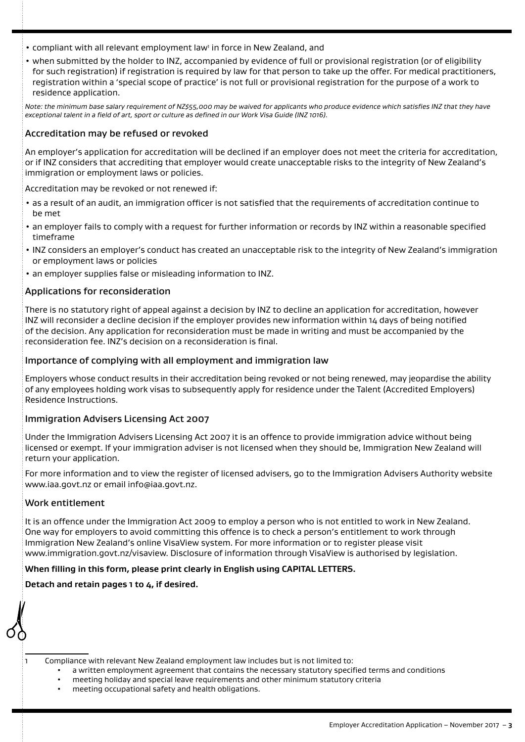- compliant with all relevant employment law[1] in force in New Zealand, and
- when submitted by the holder to INZ, accompanied by evidence of full or provisional registration (or of eligibility for such registration) if registration is required by law for that person to take up the offer. For medical practitioners, registration within a 'special scope of practice' is not full or provisional registration for the purpose of a work to residence application.

*Note: the minimum base salary requirement of NZ$55,000 may be waived for applicants who produce evidence which satisfies INZ that they have exceptional talent in a field of art, sport or culture as defined in our Work Visa Guide (INZ 1016).*

## Accreditation may be refused or revoked

An employer's application for accreditation will be declined if an employer does not meet the criteria for accreditation, or if INZ considers that accrediting that employer would create unacceptable risks to the integrity of New Zealand's immigration or employment laws or policies.

Accreditation may be revoked or not renewed if:

- as a result of an audit, an immigration officer is not satisfied that the requirements of accreditation continue to be met
- an employer fails to comply with a request for further information or records by INZ within a reasonable specified timeframe
- INZ considers an employer's conduct has created an unacceptable risk to the integrity of New Zealand's immigration or employment laws or policies
- an employer supplies false or misleading information to INZ.

## Applications for reconsideration

There is no statutory right of appeal against a decision by INZ to decline an application for accreditation, however INZ will reconsider a decline decision if the employer provides new information within 14 days of being notified of the decision. Any application for reconsideration must be made in writing and must be accompanied by the reconsideration fee. INZ's decision on a reconsideration is final.

## Importance of complying with all employment and immigration law

Employers whose conduct results in their accreditation being revoked or not being renewed, may jeopardise the ability of any employees holding work visas to subsequently apply for residence under the Talent (Accredited Employers) Residence Instructions.

## Immigration Advisers Licensing Act 2007

Under the Immigration Advisers Licensing Act 2007 it is an offence to provide immigration advice without being licensed or exempt. If your immigration adviser is not licensed when they should be, Immigration New Zealand will return your application.

For more information and to view the register of licensed advisers, go to the Immigration Advisers Authority website www.iaa.govt.nz or email info@iaa.govt.nz.

## Work entitlement

It is an offence under the Immigration Act 2009 to employ a person who is not entitled to work in New Zealand. One way for employers to avoid committing this offence is to check a person's entitlement to work through Immigration New Zealand's online VisaView system. For more information or to register please visit www.immigration.govt.nz/visaview. Disclosure of information through VisaView is authorised by legislation.

**When filling in this form, please print clearly in English using CAPITAL LETTERS.**

**Detach and retain pages 1 to 4, if desired.**

---

[1] Compliance with relevant New Zealand employment law includes but is not limited to:

- a written employment agreement that contains the necessary statutory specified terms and conditions
- meeting holiday and special leave requirements and other minimum statutory criteria
- meeting occupational safety and health obligations.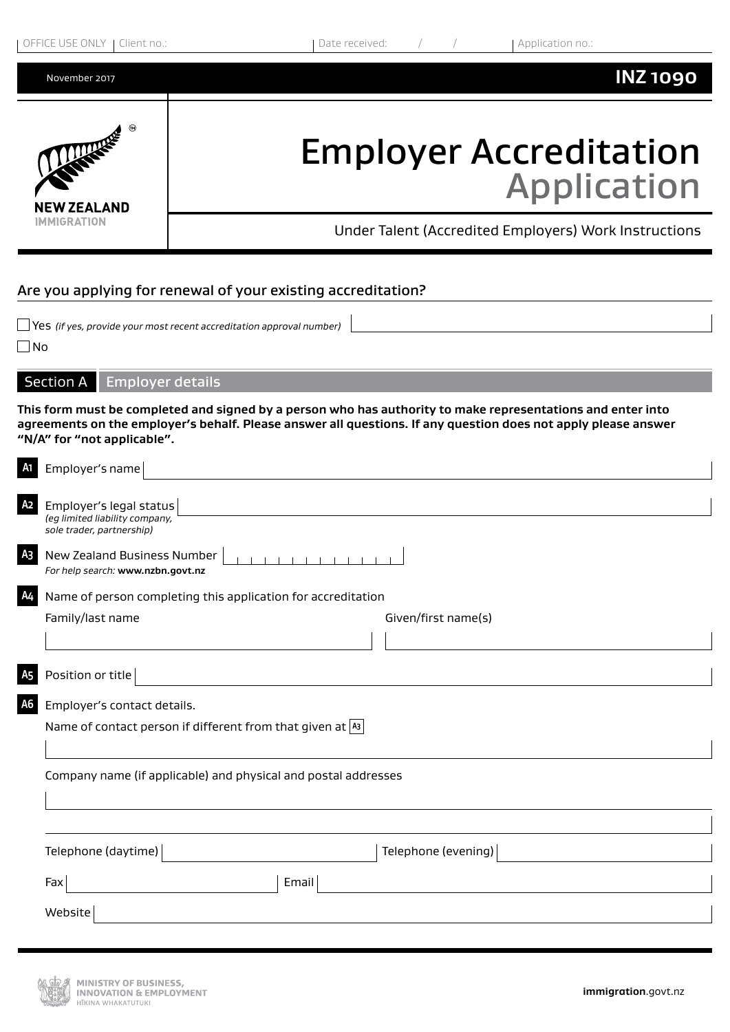OFFICE USE ONLY | Client no.: | Date received: / / | Application no.:

November 2017 **INZ 1090**

# Employer Accreditation Application

Under Talent (Accredited Employers) Work Instructions

## Are you applying for renewal of your existing accreditation?

☐ Yes *(if yes, provide your most recent accreditation approval number)*

☐ No

## Section A Employer details

**This form must be completed and signed by a person who has authority to make representations and enter into agreements on the employer's behalf. Please answer all questions. If any question does not apply please answer "N/A" for "not applicable".**

**A1** Employer's name

**A2** Employer's legal status
*(eg limited liability company, sole trader, partnership)*

**A3** New Zealand Business Number
*For help search:* **www.nzbn.govt.nz**

**A4** Name of person completing this application for accreditation

Family/last name

Given/first name(s)

**A5** Position or title

**A6** Employer's contact details.

Name of contact person if different from that given at **A3**

Company name (if applicable) and physical and postal addresses

Telephone (daytime)

Telephone (evening)

Fax

Email

Website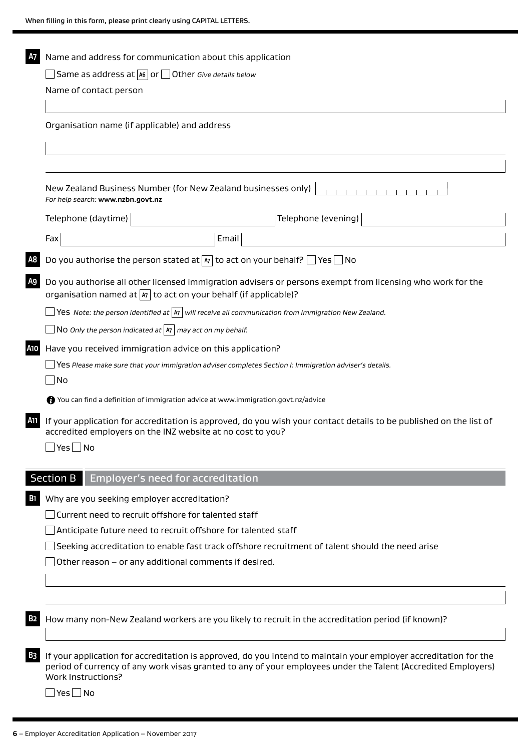When filling in this form, please print clearly using CAPITAL LETTERS.

**A7** Name and address for communication about this application

☐ Same as address at A6 or ☐ Other *Give details below*

Name of contact person

Organisation name (if applicable) and address

New Zealand Business Number (for New Zealand businesses only)
*For help search:* **www.nzbn.govt.nz**

Telephone (daytime) | Telephone (evening)

Fax | Email

**A8** Do you authorise the person stated at A7 to act on your behalf? ☐ Yes ☐ No

**A9** Do you authorise all other licensed immigration advisers or persons exempt from licensing who work for the organisation named at A7 to act on your behalf (if applicable)?

☐ Yes *Note: the person identified at A7 will receive all communication from Immigration New Zealand.*

☐ No *Only the person indicated at A7 may act on my behalf.*

**A10** Have you received immigration advice on this application?

☐ Yes *Please make sure that your immigration adviser completes Section I: Immigration adviser's details.*

☐ No

You can find a definition of immigration advice at www.immigration.govt.nz/advice

**A11** If your application for accreditation is approved, do you wish your contact details to be published on the list of accredited employers on the INZ website at no cost to you?

☐ Yes ☐ No

## Section B Employer's need for accreditation

**B1** Why are you seeking employer accreditation?

☐ Current need to recruit offshore for talented staff

☐ Anticipate future need to recruit offshore for talented staff

☐ Seeking accreditation to enable fast track offshore recruitment of talent should the need arise

☐ Other reason – or any additional comments if desired.

**B2** How many non-New Zealand workers are you likely to recruit in the accreditation period (if known)?

**B3** If your application for accreditation is approved, do you intend to maintain your employer accreditation for the period of currency of any work visas granted to any of your employees under the Talent (Accredited Employers) Work Instructions?

☐ Yes ☐ No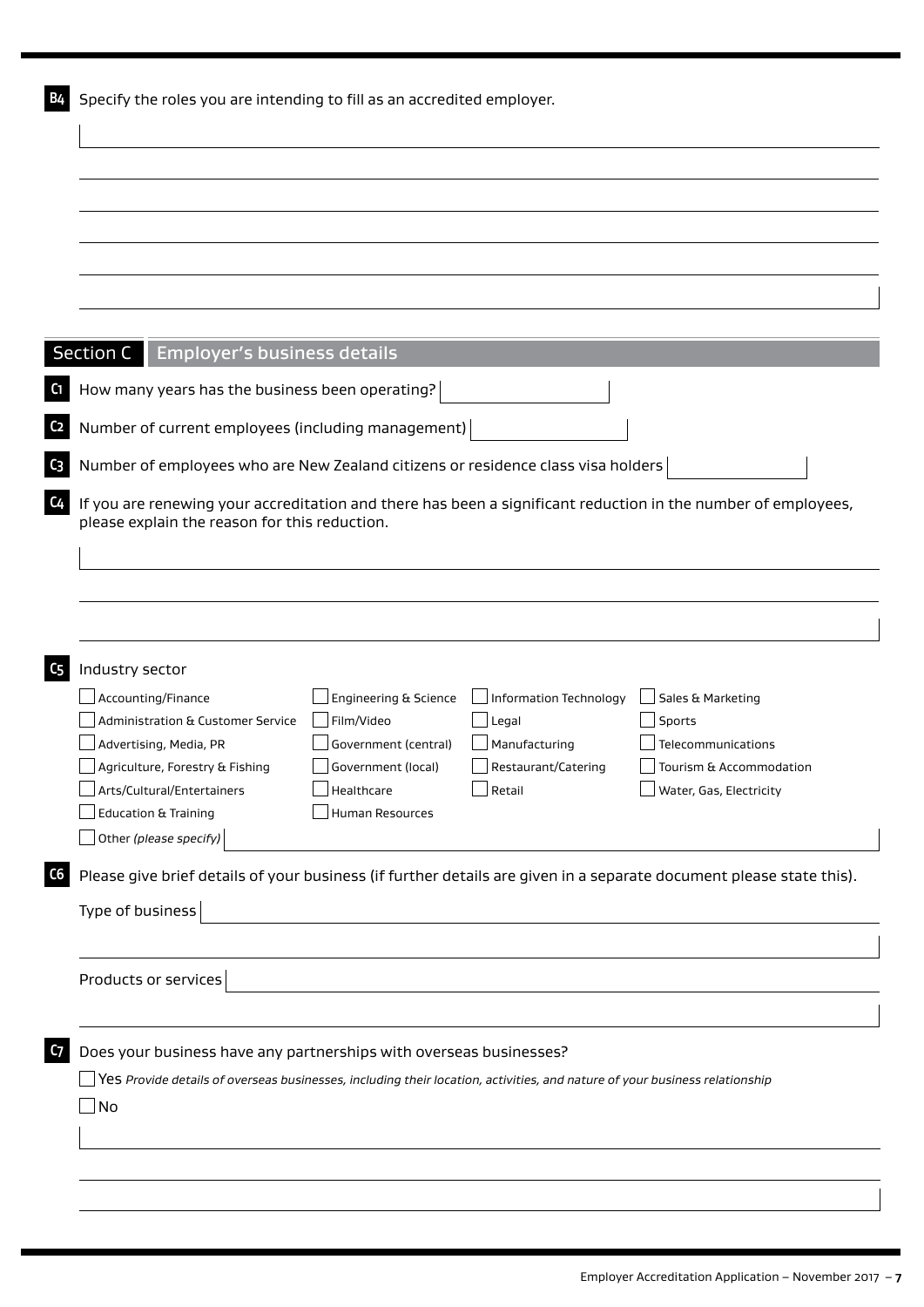**B4** Specify the roles you are intending to fill as an accredited employer.

## Section C Employer's business details

**C1** How many years has the business been operating?

**C2** Number of current employees (including management)

**C3** Number of employees who are New Zealand citizens or residence class visa holders

**C4** If you are renewing your accreditation and there has been a significant reduction in the number of employees, please explain the reason for this reduction.

**C5** Industry sector

- ☐ Accounting/Finance
- ☐ Administration & Customer Service
- ☐ Advertising, Media, PR
- ☐ Agriculture, Forestry & Fishing
- ☐ Arts/Cultural/Entertainers
- ☐ Education & Training
- ☐ Engineering & Science
- ☐ Film/Video
- ☐ Government (central)
- ☐ Government (local)
- ☐ Healthcare
- ☐ Human Resources
- ☐ Information Technology
- ☐ Legal
- ☐ Manufacturing
- ☐ Restaurant/Catering
- ☐ Retail
- ☐ Sales & Marketing
- ☐ Sports
- ☐ Telecommunications
- ☐ Tourism & Accommodation
- ☐ Water, Gas, Electricity
- ☐ Other *(please specify)*

**C6** Please give brief details of your business (if further details are given in a separate document please state this).

Type of business

Products or services

**C7** Does your business have any partnerships with overseas businesses?

- ☐ Yes *Provide details of overseas businesses, including their location, activities, and nature of your business relationship*
- ☐ No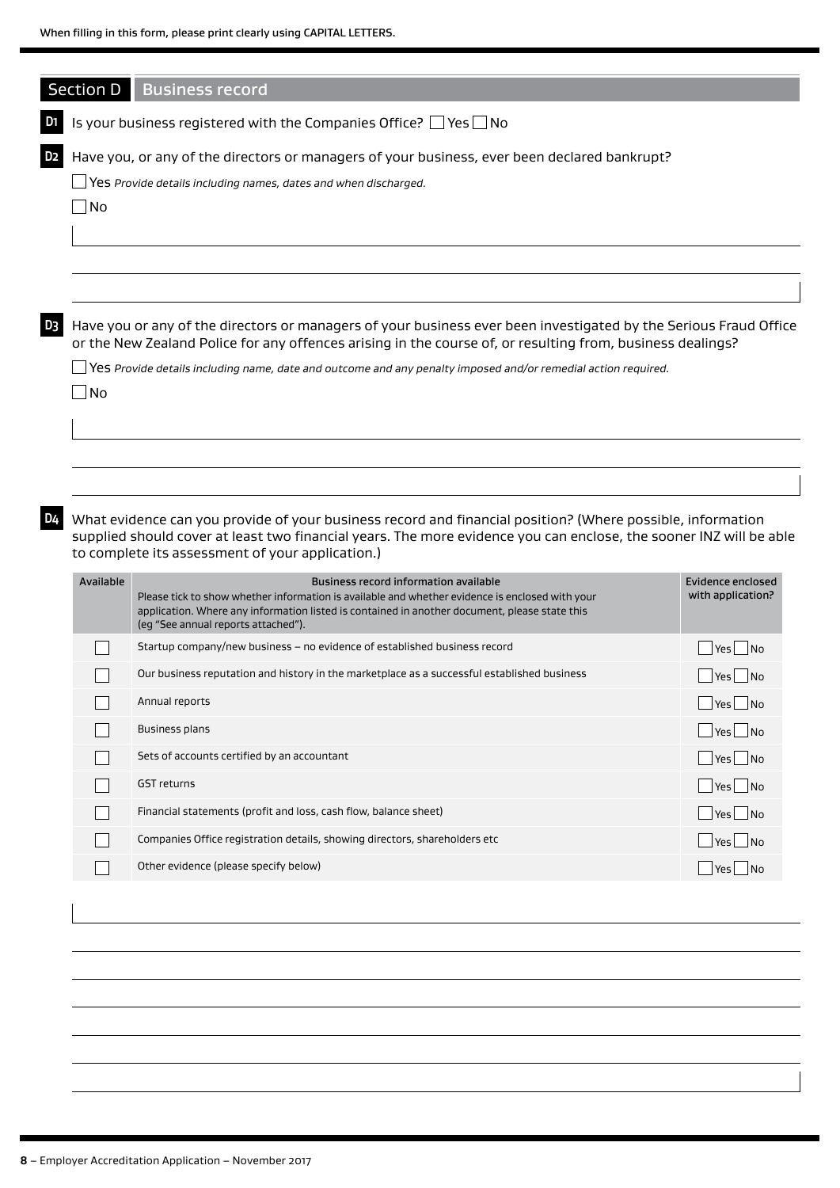When filling in this form, please print clearly using CAPITAL LETTERS.

## Section D Business record

**D1** Is your business registered with the Companies Office? ☐ Yes ☐ No

**D2** Have you, or any of the directors or managers of your business, ever been declared bankrupt?

☐ Yes *Provide details including names, dates and when discharged.*

☐ No

**D3** Have you or any of the directors or managers of your business ever been investigated by the Serious Fraud Office or the New Zealand Police for any offences arising in the course of, or resulting from, business dealings?

☐ Yes *Provide details including name, date and outcome and any penalty imposed and/or remedial action required.*

☐ No

**D4** What evidence can you provide of your business record and financial position? (Where possible, information supplied should cover at least two financial years. The more evidence you can enclose, the sooner INZ will be able to complete its assessment of your application.)

| Available | Business record information available<br>Please tick to show whether information is available and whether evidence is enclosed with your application. Where any information listed is contained in another document, please state this (eg "See annual reports attached"). | Evidence enclosed with application? |
|---|---|---|
| ☐ | Startup company/new business – no evidence of established business record | ☐ Yes ☐ No |
| ☐ | Our business reputation and history in the marketplace as a successful established business | ☐ Yes ☐ No |
| ☐ | Annual reports | ☐ Yes ☐ No |
| ☐ | Business plans | ☐ Yes ☐ No |
| ☐ | Sets of accounts certified by an accountant | ☐ Yes ☐ No |
| ☐ | GST returns | ☐ Yes ☐ No |
| ☐ | Financial statements (profit and loss, cash flow, balance sheet) | ☐ Yes ☐ No |
| ☐ | Companies Office registration details, showing directors, shareholders etc | ☐ Yes ☐ No |
| ☐ | Other evidence (please specify below) | ☐ Yes ☐ No |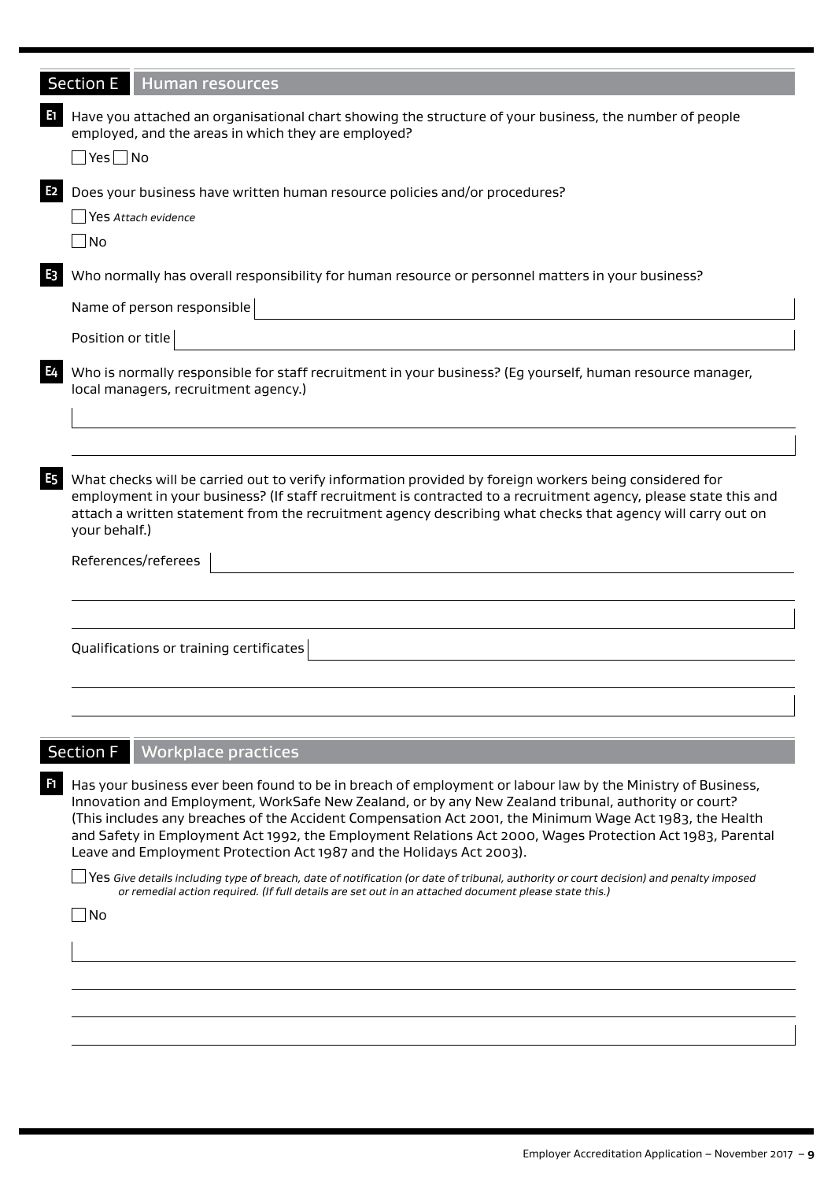## Section E Human resources

**E1** Have you attached an organisational chart showing the structure of your business, the number of people employed, and the areas in which they are employed?

☐ Yes ☐ No

**E2** Does your business have written human resource policies and/or procedures?

☐ Yes *Attach evidence*

☐ No

**E3** Who normally has overall responsibility for human resource or personnel matters in your business?

Name of person responsible

Position or title

**E4** Who is normally responsible for staff recruitment in your business? (Eg yourself, human resource manager, local managers, recruitment agency.)

**E5** What checks will be carried out to verify information provided by foreign workers being considered for employment in your business? (If staff recruitment is contracted to a recruitment agency, please state this and attach a written statement from the recruitment agency describing what checks that agency will carry out on your behalf.)

References/referees

Qualifications or training certificates

## Section F Workplace practices

**F1** Has your business ever been found to be in breach of employment or labour law by the Ministry of Business, Innovation and Employment, WorkSafe New Zealand, or by any New Zealand tribunal, authority or court? (This includes any breaches of the Accident Compensation Act 2001, the Minimum Wage Act 1983, the Health and Safety in Employment Act 1992, the Employment Relations Act 2000, Wages Protection Act 1983, Parental Leave and Employment Protection Act 1987 and the Holidays Act 2003).

☐ Yes *Give details including type of breach, date of notification (or date of tribunal, authority or court decision) and penalty imposed or remedial action required. (If full details are set out in an attached document please state this.)*

☐ No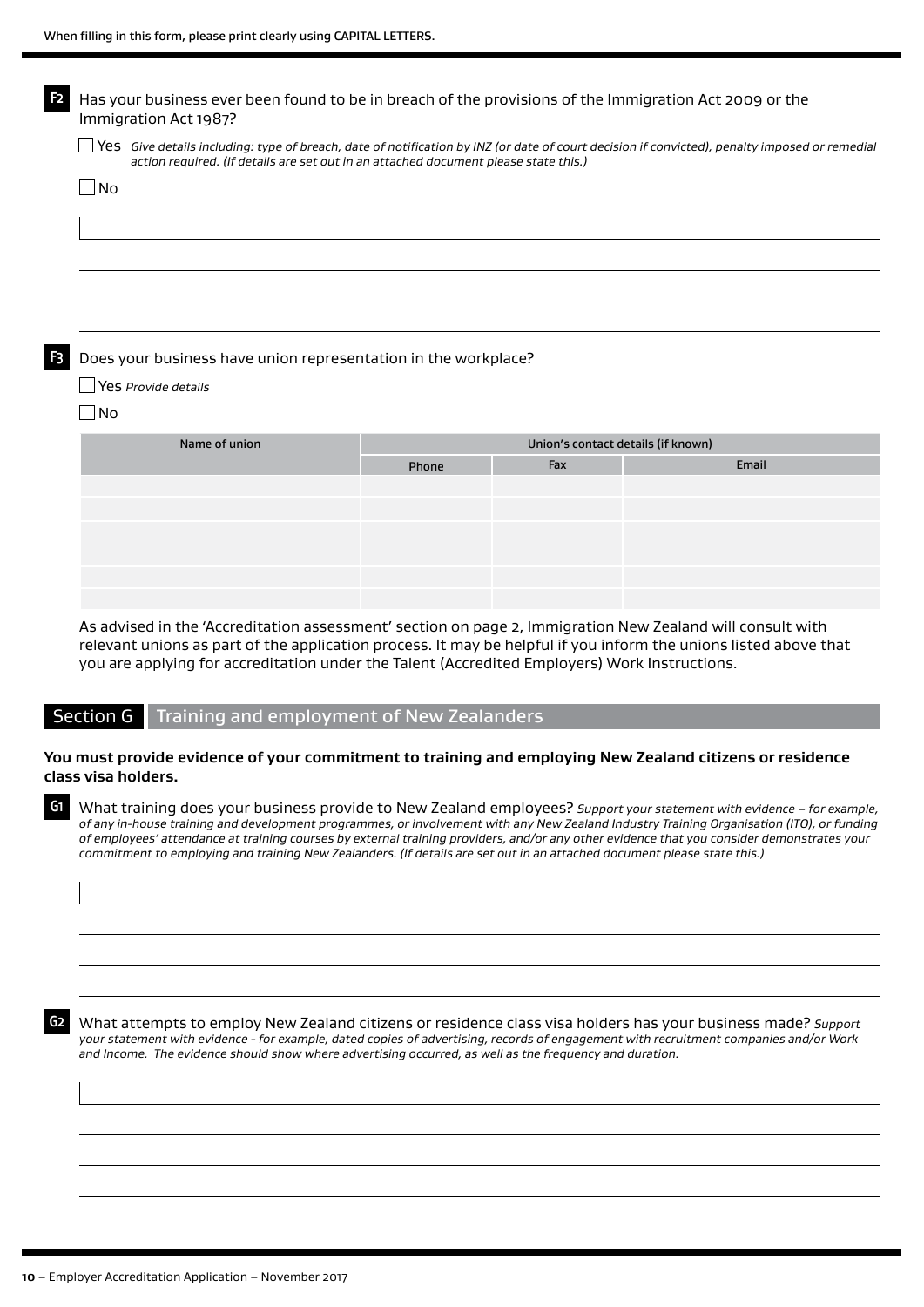When filling in this form, please print clearly using CAPITAL LETTERS.

**F2** Has your business ever been found to be in breach of the provisions of the Immigration Act 2009 or the Immigration Act 1987?

☐ Yes *Give details including: type of breach, date of notification by INZ (or date of court decision if convicted), penalty imposed or remedial action required. (If details are set out in an attached document please state this.)*

☐ No

**F3** Does your business have union representation in the workplace?

☐ Yes *Provide details*

☐ No

| Name of union | Union's contact details (if known) | | |
|---|---|---|---|
| | Phone | Fax | Email |
| | | | |
| | | | |
| | | | |
| | | | |
| | | | |
| | | | |

As advised in the 'Accreditation assessment' section on page 2, Immigration New Zealand will consult with relevant unions as part of the application process. It may be helpful if you inform the unions listed above that you are applying for accreditation under the Talent (Accredited Employers) Work Instructions.

## Section G Training and employment of New Zealanders

**You must provide evidence of your commitment to training and employing New Zealand citizens or residence class visa holders.**

**G1** What training does your business provide to New Zealand employees? *Support your statement with evidence – for example, of any in-house training and development programmes, or involvement with any New Zealand Industry Training Organisation (ITO), or funding of employees' attendance at training courses by external training providers, and/or any other evidence that you consider demonstrates your commitment to employing and training New Zealanders. (If details are set out in an attached document please state this.)*

**G2** What attempts to employ New Zealand citizens or residence class visa holders has your business made? *Support your statement with evidence - for example, dated copies of advertising, records of engagement with recruitment companies and/or Work and Income. The evidence should show where advertising occurred, as well as the frequency and duration.*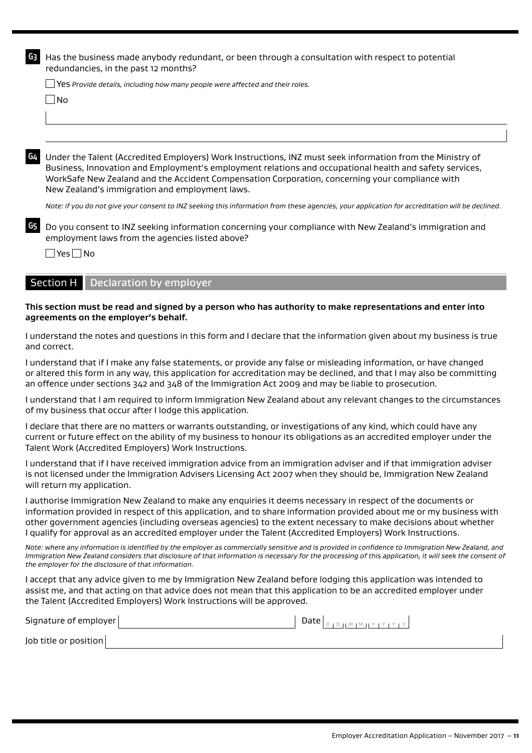**G3** Has the business made anybody redundant, or been through a consultation with respect to potential redundancies, in the past 12 months?

☐ Yes *Provide details, including how many people were affected and their roles.*

☐ No

**G4** Under the Talent (Accredited Employers) Work Instructions, INZ must seek information from the Ministry of Business, Innovation and Employment's employment relations and occupational health and safety services, WorkSafe New Zealand and the Accident Compensation Corporation, concerning your compliance with New Zealand's immigration and employment laws.

*Note: if you do not give your consent to INZ seeking this information from these agencies, your application for accreditation will be declined.*

**G5** Do you consent to INZ seeking information concerning your compliance with New Zealand's immigration and employment laws from the agencies listed above?

☐ Yes ☐ No

## Section H Declaration by employer

**This section must be read and signed by a person who has authority to make representations and enter into agreements on the employer's behalf.**

I understand the notes and questions in this form and I declare that the information given about my business is true and correct.

I understand that if I make any false statements, or provide any false or misleading information, or have changed or altered this form in any way, this application for accreditation may be declined, and that I may also be committing an offence under sections 342 and 348 of the Immigration Act 2009 and may be liable to prosecution.

I understand that I am required to inform Immigration New Zealand about any relevant changes to the circumstances of my business that occur after I lodge this application.

I declare that there are no matters or warrants outstanding, or investigations of any kind, which could have any current or future effect on the ability of my business to honour its obligations as an accredited employer under the Talent Work (Accredited Employers) Work Instructions.

I understand that if I have received immigration advice from an immigration adviser and if that immigration adviser is not licensed under the Immigration Advisers Licensing Act 2007 when they should be, Immigration New Zealand will return my application.

I authorise Immigration New Zealand to make any enquiries it deems necessary in respect of the documents or information provided in respect of this application, and to share information provided about me or my business with other government agencies (including overseas agencies) to the extent necessary to make decisions about whether I qualify for approval as an accredited employer under the Talent (Accredited Employers) Work Instructions.

*Note: where any information is identified by the employer as commercially sensitive and is provided in confidence to Immigration New Zealand, and Immigration New Zealand considers that disclosure of that information is necessary for the processing of this application, it will seek the consent of the employer for the disclosure of that information.*

I accept that any advice given to me by Immigration New Zealand before lodging this application was intended to assist me, and that acting on that advice does not mean that this application to be an accredited employer under the Talent (Accredited Employers) Work Instructions will be approved.

Signature of employer ____________________ Date D D M M Y Y Y Y

Job title or position ____________________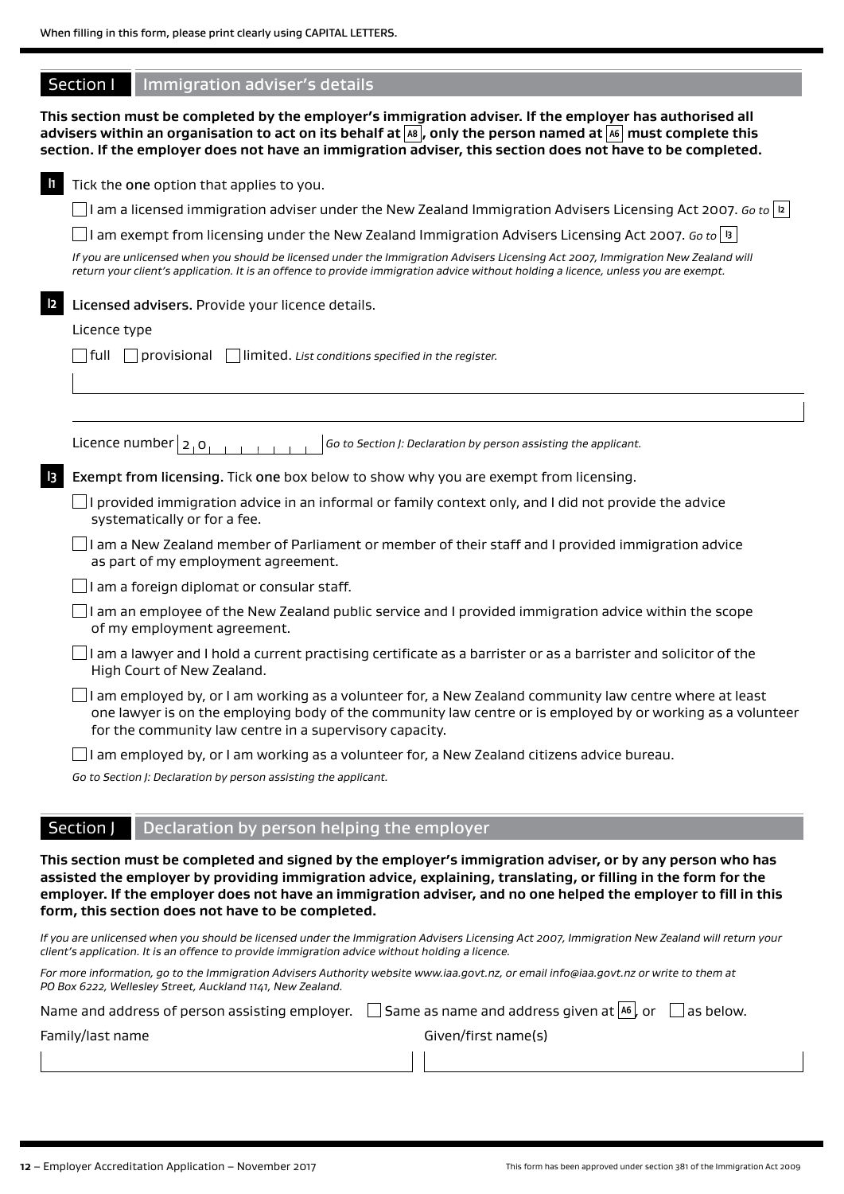When filling in this form, please print clearly using CAPITAL LETTERS.

## Section I — Immigration adviser's details

**This section must be completed by the employer's immigration adviser. If the employer has authorised all advisers within an organisation to act on its behalf at A8, only the person named at A6 must complete this section. If the employer does not have an immigration adviser, this section does not have to be completed.**

**I1** Tick the one option that applies to you.

☐ I am a licensed immigration adviser under the New Zealand Immigration Advisers Licensing Act 2007. *Go to* I2

☐ I am exempt from licensing under the New Zealand Immigration Advisers Licensing Act 2007. *Go to* I3

*If you are unlicensed when you should be licensed under the Immigration Advisers Licensing Act 2007, Immigration New Zealand will return your client's application. It is an offence to provide immigration advice without holding a licence, unless you are exempt.*

**I2** **Licensed advisers.** Provide your licence details.

Licence type

☐ full ☐ provisional ☐ limited. *List conditions specified in the register.*

Licence number 2 0 _ _ _ _ _ _ _ _ *Go to Section J: Declaration by person assisting the applicant.*

**I3** **Exempt from licensing.** Tick one box below to show why you are exempt from licensing.

☐ I provided immigration advice in an informal or family context only, and I did not provide the advice systematically or for a fee.

☐ I am a New Zealand member of Parliament or member of their staff and I provided immigration advice as part of my employment agreement.

☐ I am a foreign diplomat or consular staff.

☐ I am an employee of the New Zealand public service and I provided immigration advice within the scope of my employment agreement.

☐ I am a lawyer and I hold a current practising certificate as a barrister or as a barrister and solicitor of the High Court of New Zealand.

☐ I am employed by, or I am working as a volunteer for, a New Zealand community law centre where at least one lawyer is on the employing body of the community law centre or is employed by or working as a volunteer for the community law centre in a supervisory capacity.

☐ I am employed by, or I am working as a volunteer for, a New Zealand citizens advice bureau.

*Go to Section J: Declaration by person assisting the applicant.*

## Section J — Declaration by person helping the employer

**This section must be completed and signed by the employer's immigration adviser, or by any person who has assisted the employer by providing immigration advice, explaining, translating, or filling in the form for the employer. If the employer does not have an immigration adviser, and no one helped the employer to fill in this form, this section does not have to be completed.**

*If you are unlicensed when you should be licensed under the Immigration Advisers Licensing Act 2007, Immigration New Zealand will return your client's application. It is an offence to provide immigration advice without holding a licence.*

*For more information, go to the Immigration Advisers Authority website www.iaa.govt.nz, or email info@iaa.govt.nz or write to them at PO Box 6222, Wellesley Street, Auckland 1141, New Zealand.*

Name and address of person assisting employer. ☐ Same as name and address given at A6, or ☐ as below.

| Family/last name | Given/first name(s) |
|---|---|
| | |

12 – Employer Accreditation Application – November 2017

This form has been approved under section 381 of the Immigration Act 2009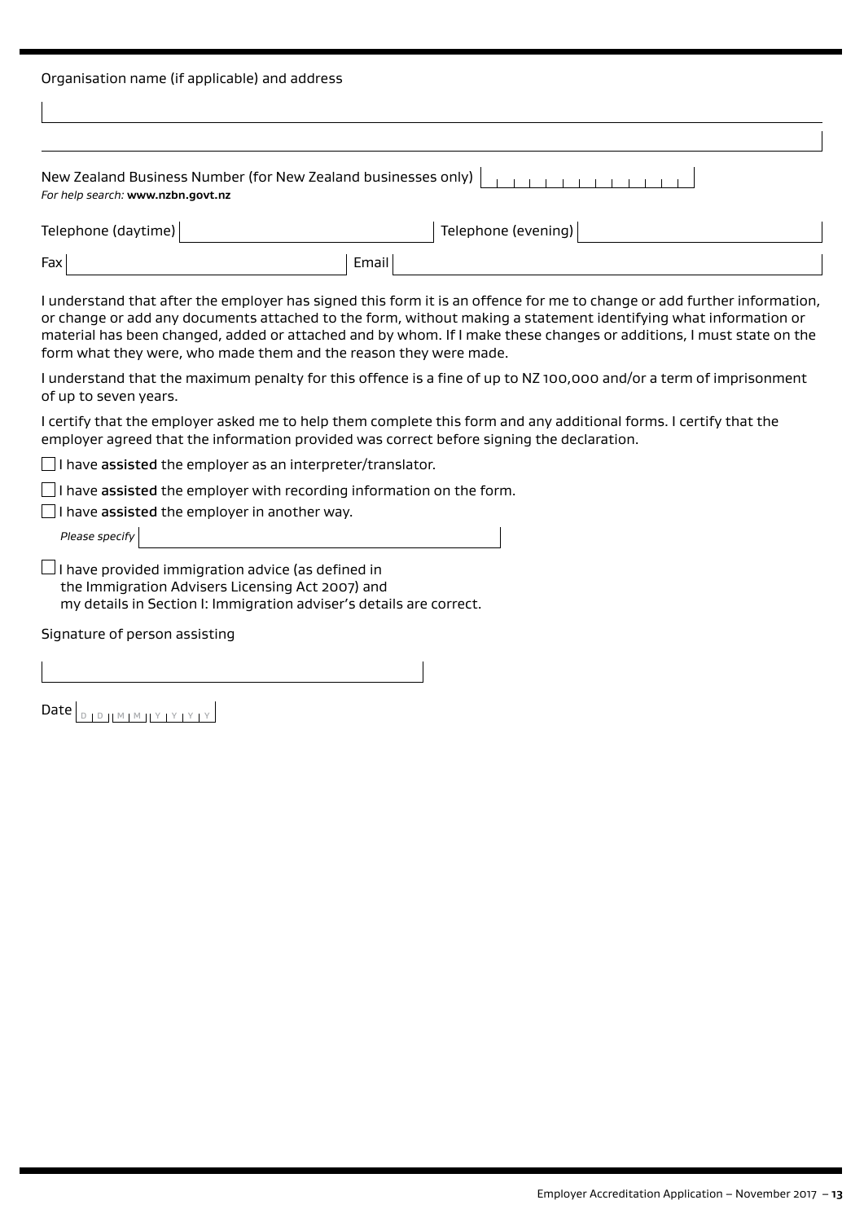Organisation name (if applicable) and address

New Zealand Business Number (for New Zealand businesses only)

*For help search:* **www.nzbn.govt.nz**

Telephone (daytime) | Telephone (evening)

Fax | Email

I understand that after the employer has signed this form it is an offence for me to change or add further information, or change or add any documents attached to the form, without making a statement identifying what information or material has been changed, added or attached and by whom. If I make these changes or additions, I must state on the form what they were, who made them and the reason they were made.

I understand that the maximum penalty for this offence is a fine of up to NZ 100,000 and/or a term of imprisonment of up to seven years.

I certify that the employer asked me to help them complete this form and any additional forms. I certify that the employer agreed that the information provided was correct before signing the declaration.

- ☐ I have **assisted** the employer as an interpreter/translator.
- ☐ I have **assisted** the employer with recording information on the form.
- ☐ I have **assisted** the employer in another way.

  *Please specify*

- ☐ I have provided immigration advice (as defined in the Immigration Advisers Licensing Act 2007) and my details in Section I: Immigration adviser's details are correct.

Signature of person assisting

Date D D M M Y Y Y Y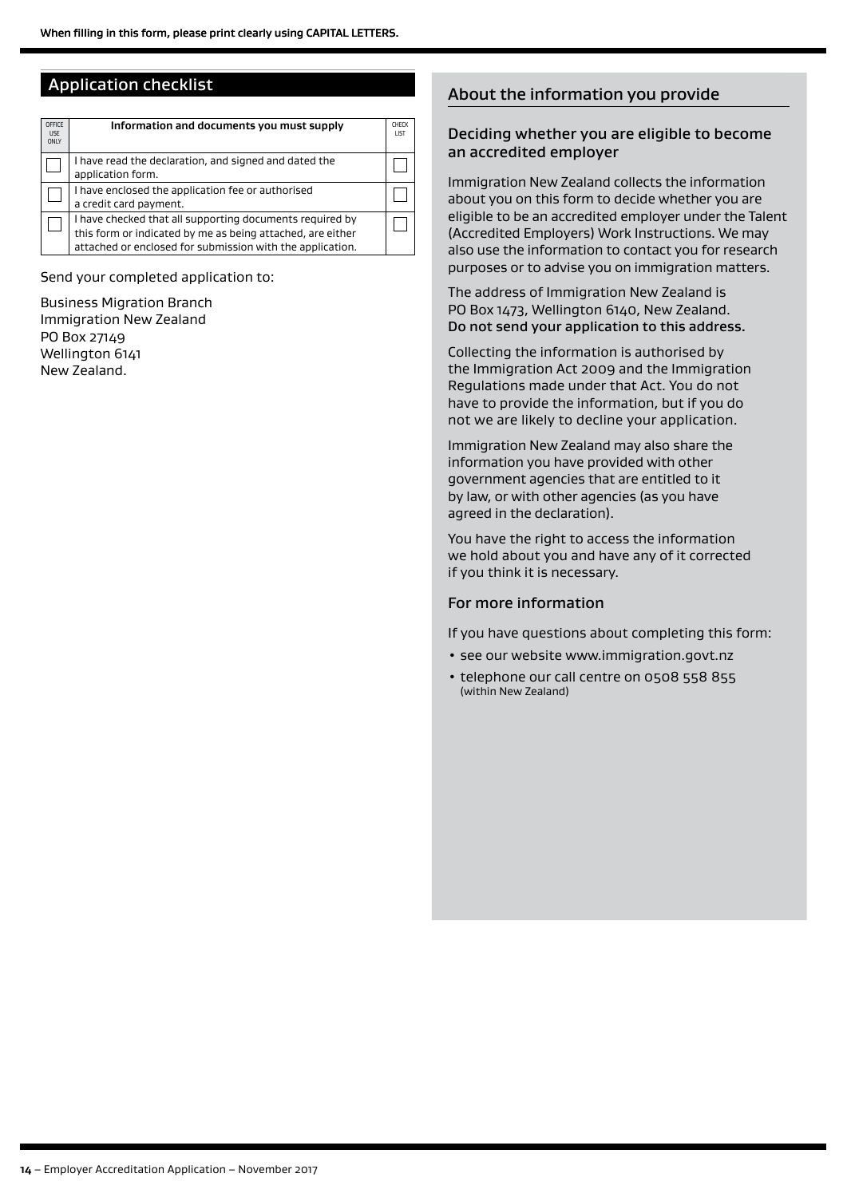## Application checklist

| OFFICE USE ONLY | Information and documents you must supply | CHECK LIST |
|---|---|---|
| ☐ | I have read the declaration, and signed and dated the application form. | ☐ |
| ☐ | I have enclosed the application fee or authorised a credit card payment. | ☐ |
| ☐ | I have checked that all supporting documents required by this form or indicated by me as being attached, are either attached or enclosed for submission with the application. | ☐ |

Send your completed application to:

Business Migration Branch
Immigration New Zealand
PO Box 27149
Wellington 6141
New Zealand.

## About the information you provide

### Deciding whether you are eligible to become an accredited employer

Immigration New Zealand collects the information about you on this form to decide whether you are eligible to be an accredited employer under the Talent (Accredited Employers) Work Instructions. We may also use the information to contact you for research purposes or to advise you on immigration matters.

The address of Immigration New Zealand is PO Box 1473, Wellington 6140, New Zealand. **Do not send your application to this address.**

Collecting the information is authorised by the Immigration Act 2009 and the Immigration Regulations made under that Act. You do not have to provide the information, but if you do not we are likely to decline your application.

Immigration New Zealand may also share the information you have provided with other government agencies that are entitled to it by law, or with other agencies (as you have agreed in the declaration).

You have the right to access the information we hold about you and have any of it corrected if you think it is necessary.

### For more information

If you have questions about completing this form:

- see our website www.immigration.govt.nz
- telephone our call centre on 0508 558 855 (within New Zealand)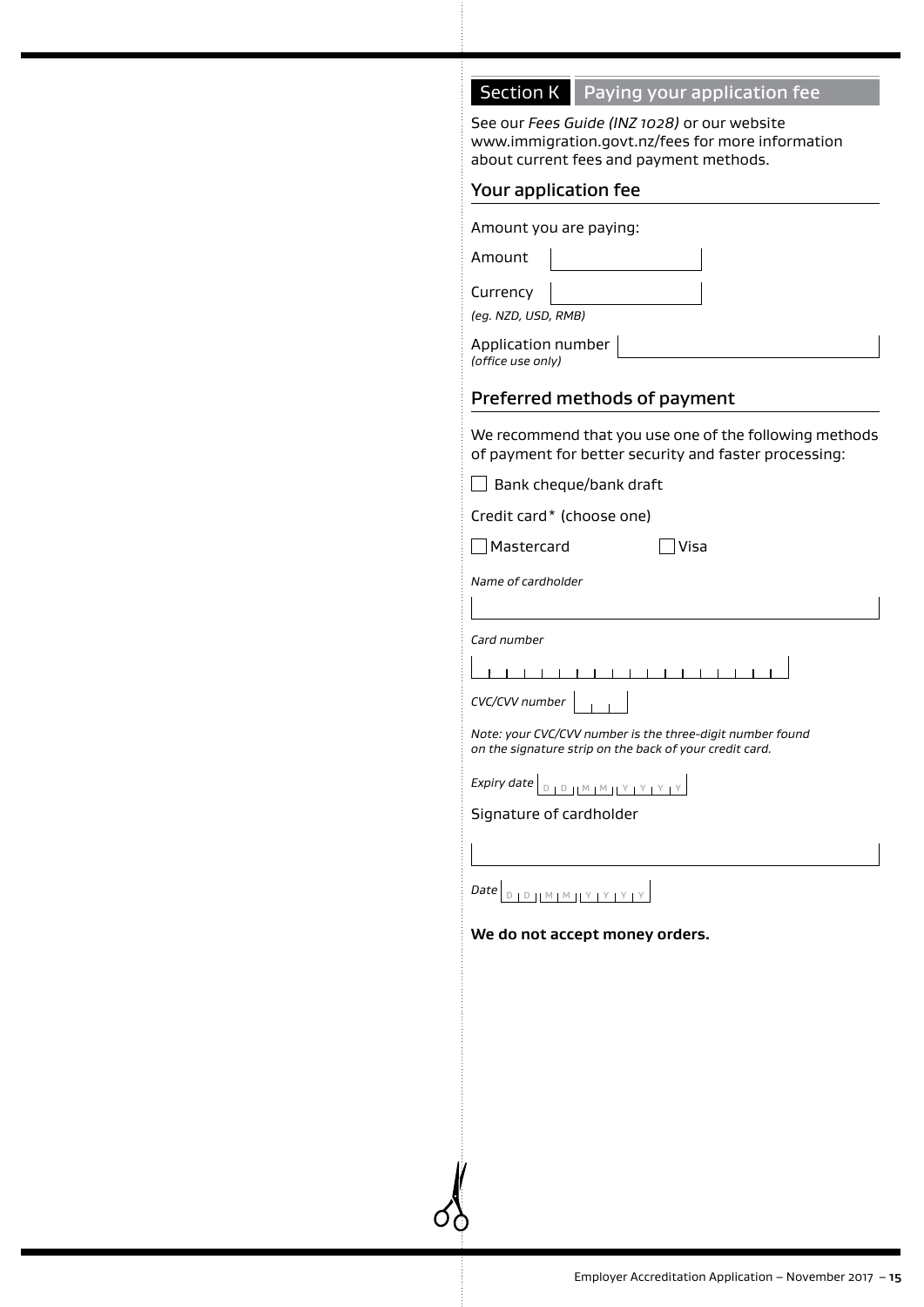## Section K Paying your application fee

See our *Fees Guide (INZ 1028)* or our website www.immigration.govt.nz/fees for more information about current fees and payment methods.

### Your application fee

Amount you are paying:

Amount

Currency

*(eg. NZD, USD, RMB)*

Application number
*(office use only)*

### Preferred methods of payment

We recommend that you use one of the following methods of payment for better security and faster processing:

☐ Bank cheque/bank draft

Credit card* (choose one)

☐ Mastercard ☐ Visa

*Name of cardholder*

*Card number*

*CVC/CVV number*

*Note: your CVC/CVV number is the three-digit number found on the signature strip on the back of your credit card.*

*Expiry date* D D M M Y Y Y Y

Signature of cardholder

*Date* D D M M Y Y Y Y

**We do not accept money orders.**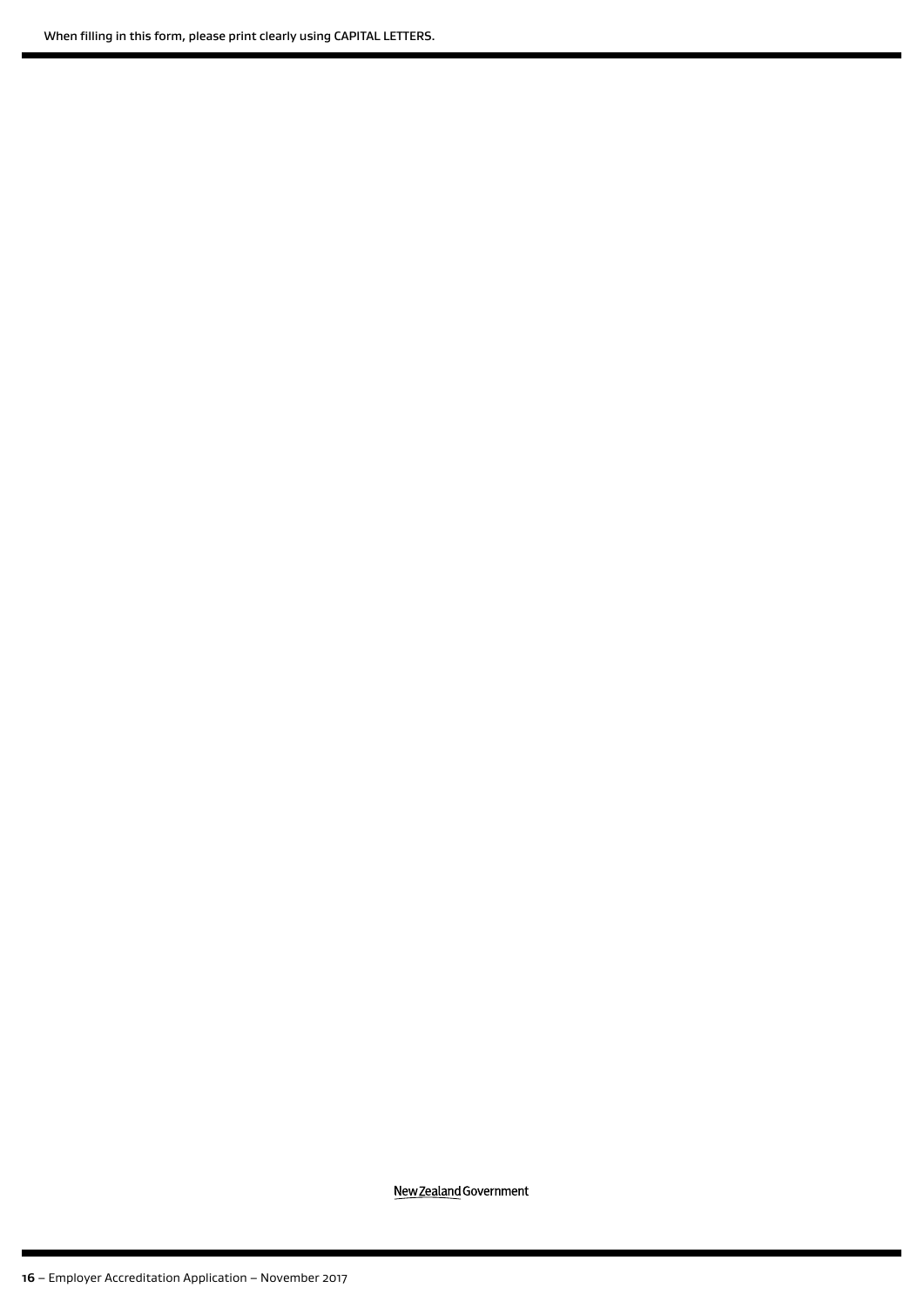New Zealand Government